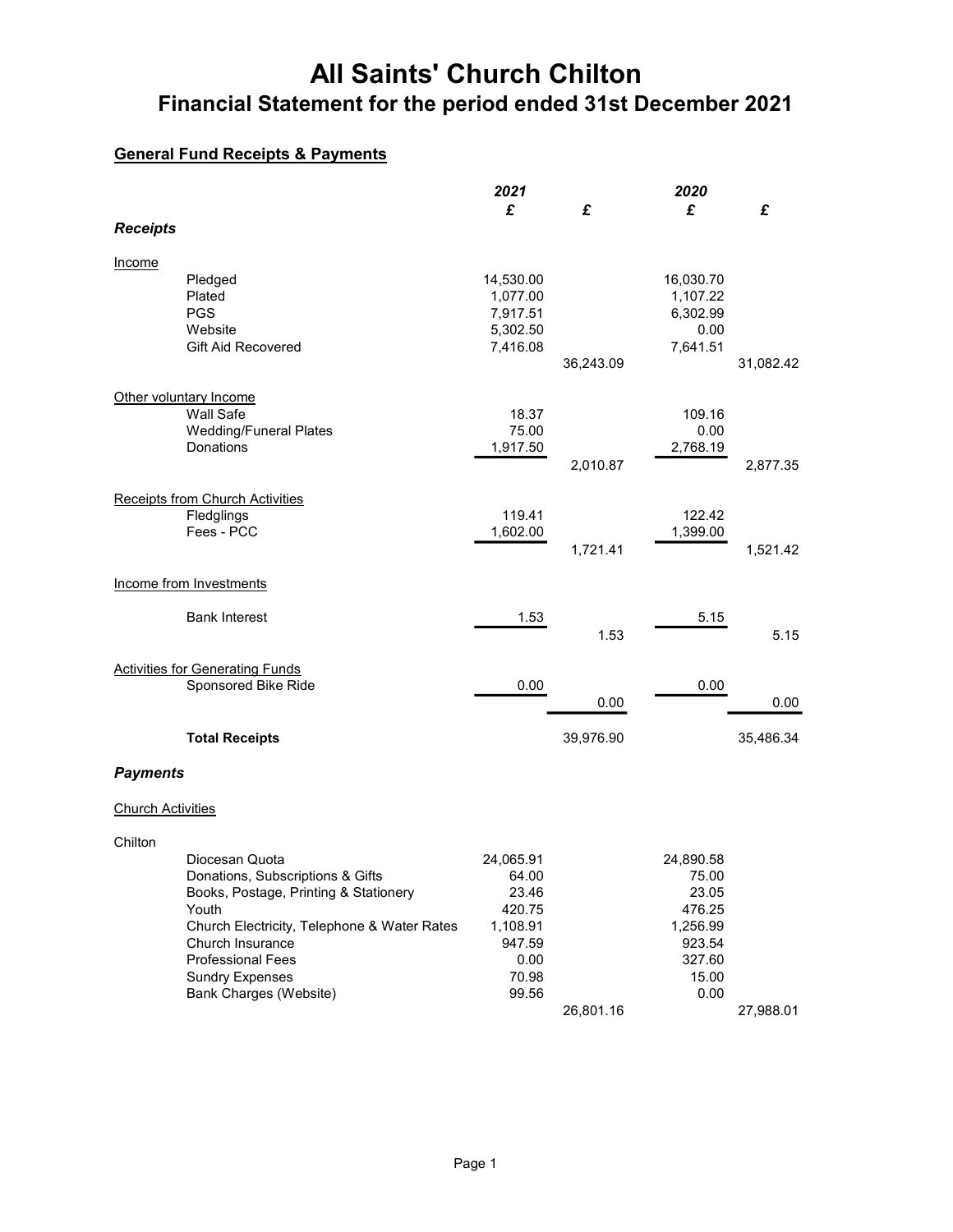# All Saints' Church Chilton

## Financial Statement for the period ended 31st December 2021

### General Fund Receipts & Payments

| | 2021 £ | £ | 2020 £ | £ |
|---|---|---|---|---|
| ***Receipts*** | | | | |
| Income | | | | |
| Pledged | 14,530.00 | | 16,030.70 | |
| Plated | 1,077.00 | | 1,107.22 | |
| PGS | 7,917.51 | | 6,302.99 | |
| Website | 5,302.50 | | 0.00 | |
| Gift Aid Recovered | 7,416.08 | | 7,641.51 | |
| | | 36,243.09 | | 31,082.42 |
| Other voluntary Income | | | | |
| Wall Safe | 18.37 | | 109.16 | |
| Wedding/Funeral Plates | 75.00 | | 0.00 | |
| Donations | 1,917.50 | | 2,768.19 | |
| | | 2,010.87 | | 2,877.35 |
| Receipts from Church Activities | | | | |
| Fledglings | 119.41 | | 122.42 | |
| Fees - PCC | 1,602.00 | | 1,399.00 | |
| | | 1,721.41 | | 1,521.42 |
| Income from Investments | | | | |
| Bank Interest | 1.53 | | 5.15 | |
| | | 1.53 | | 5.15 |
| Activities for Generating Funds | | | | |
| Sponsored Bike Ride | 0.00 | | 0.00 | |
| | | 0.00 | | 0.00 |
| **Total Receipts** | | 39,976.90 | | 35,486.34 |
| ***Payments*** | | | | |
| Church Activities | | | | |
| Chilton | | | | |
| Diocesan Quota | 24,065.91 | | 24,890.58 | |
| Donations, Subscriptions & Gifts | 64.00 | | 75.00 | |
| Books, Postage, Printing & Stationery | 23.46 | | 23.05 | |
| Youth | 420.75 | | 476.25 | |
| Church Electricity, Telephone & Water Rates | 1,108.91 | | 1,256.99 | |
| Church Insurance | 947.59 | | 923.54 | |
| Professional Fees | 0.00 | | 327.60 | |
| Sundry Expenses | 70.98 | | 15.00 | |
| Bank Charges (Website) | 99.56 | | 0.00 | |
| | | 26,801.16 | | 27,988.01 |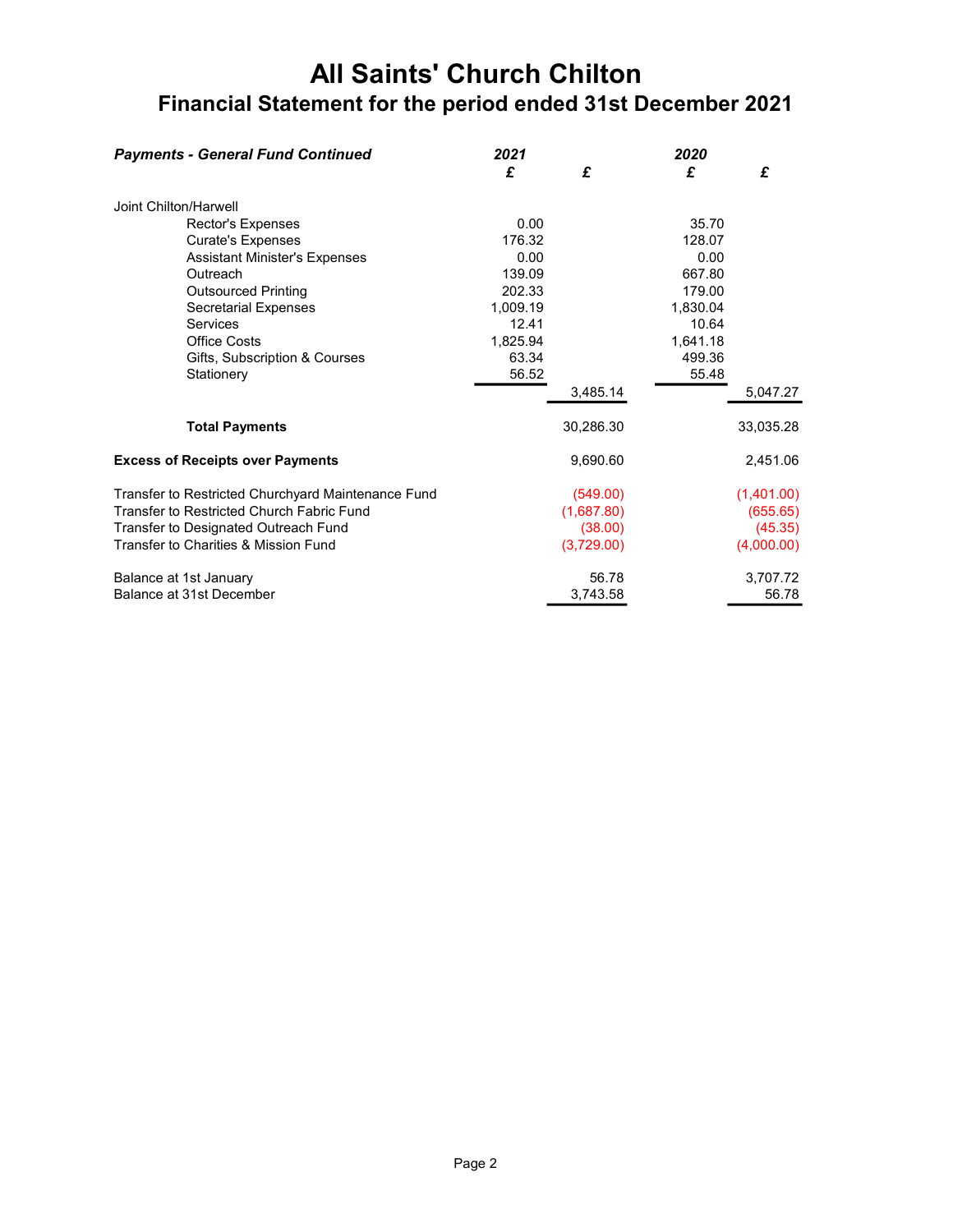# All Saints' Church Chilton

## Financial Statement for the period ended 31st December 2021

| ***Payments - General Fund Continued*** | ***2021*** | | ***2020*** | |
|---|---|---|---|---|
| | ***£*** | ***£*** | ***£*** | ***£*** |
| Joint Chilton/Harwell | | | | |
| Rector's Expenses | 0.00 | | 35.70 | |
| Curate's Expenses | 176.32 | | 128.07 | |
| Assistant Minister's Expenses | 0.00 | | 0.00 | |
| Outreach | 139.09 | | 667.80 | |
| Outsourced Printing | 202.33 | | 179.00 | |
| Secretarial Expenses | 1,009.19 | | 1,830.04 | |
| Services | 12.41 | | 10.64 | |
| Office Costs | 1,825.94 | | 1,641.18 | |
| Gifts, Subscription & Courses | 63.34 | | 499.36 | |
| Stationery | 56.52 | | 55.48 | |
| | | 3,485.14 | | 5,047.27 |
| **Total Payments** | | 30,286.30 | | 33,035.28 |
| **Excess of Receipts over Payments** | | 9,690.60 | | 2,451.06 |
| Transfer to Restricted Churchyard Maintenance Fund | | (549.00) | | (1,401.00) |
| Transfer to Restricted Church Fabric Fund | | (1,687.80) | | (655.65) |
| Transfer to Designated Outreach Fund | | (38.00) | | (45.35) |
| Transfer to Charities & Mission Fund | | (3,729.00) | | (4,000.00) |
| Balance at 1st January | | 56.78 | | 3,707.72 |
| Balance at 31st December | | 3,743.58 | | 56.78 |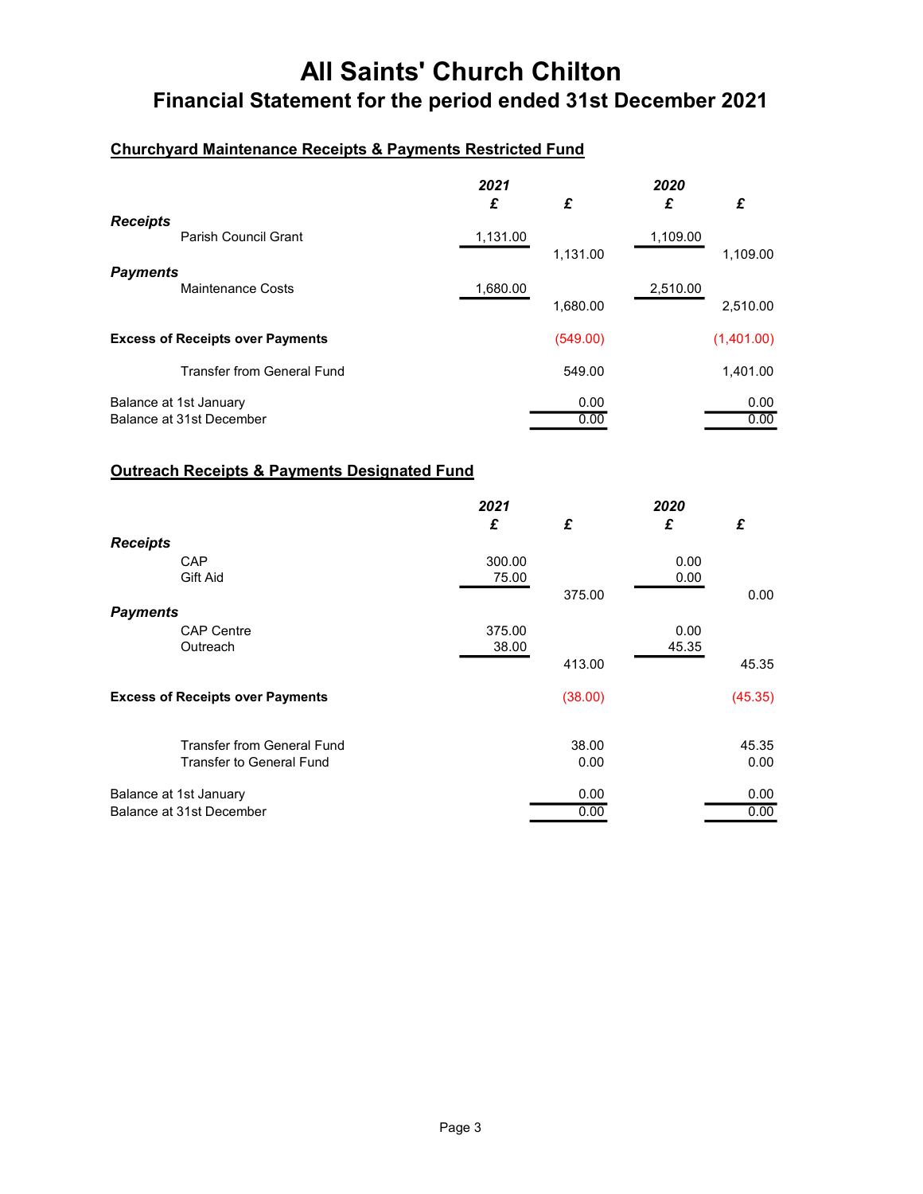# All Saints' Church Chilton

## Financial Statement for the period ended 31st December 2021

### Churchyard Maintenance Receipts & Payments Restricted Fund

| | 2021 £ | £ | 2020 £ | £ |
|---|---|---|---|---|
| ***Receipts*** | | | | |
| Parish Council Grant | 1,131.00 | | 1,109.00 | |
| | | 1,131.00 | | 1,109.00 |
| ***Payments*** | | | | |
| Maintenance Costs | 1,680.00 | | 2,510.00 | |
| | | 1,680.00 | | 2,510.00 |
| **Excess of Receipts over Payments** | | (549.00) | | (1,401.00) |
| Transfer from General Fund | | 549.00 | | 1,401.00 |
| Balance at 1st January | | 0.00 | | 0.00 |
| Balance at 31st December | | 0.00 | | 0.00 |

### Outreach Receipts & Payments Designated Fund

| | 2021 £ | £ | 2020 £ | £ |
|---|---|---|---|---|
| ***Receipts*** | | | | |
| CAP | 300.00 | | 0.00 | |
| Gift Aid | 75.00 | | 0.00 | |
| | | 375.00 | | 0.00 |
| ***Payments*** | | | | |
| CAP Centre | 375.00 | | 0.00 | |
| Outreach | 38.00 | | 45.35 | |
| | | 413.00 | | 45.35 |
| **Excess of Receipts over Payments** | | (38.00) | | (45.35) |
| Transfer from General Fund | | 38.00 | | 45.35 |
| Transfer to General Fund | | 0.00 | | 0.00 |
| Balance at 1st January | | 0.00 | | 0.00 |
| Balance at 31st December | | 0.00 | | 0.00 |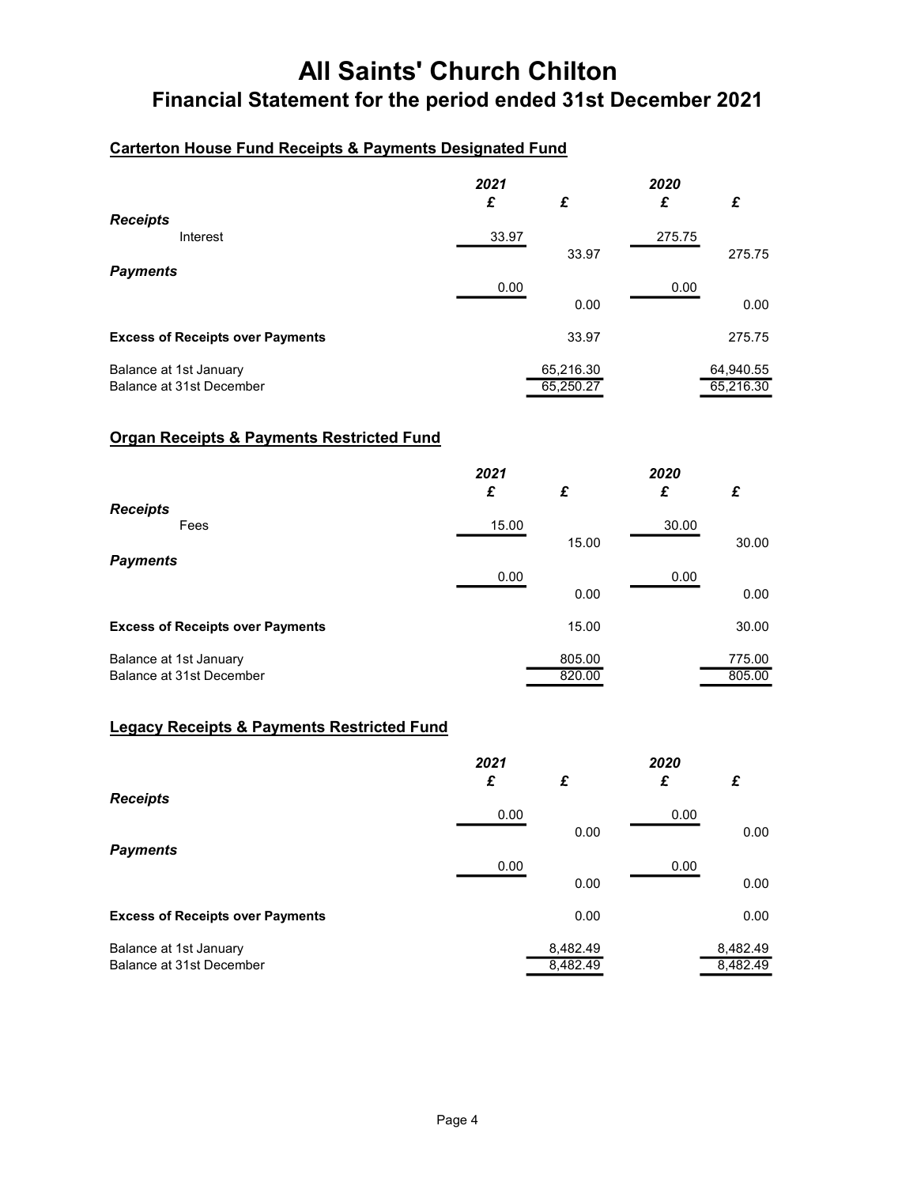# All Saints' Church Chilton

## Financial Statement for the period ended 31st December 2021

### Carterton House Fund Receipts & Payments Designated Fund

| | 2021 £ | £ | 2020 £ | £ |
|---|---|---|---|---|
| ***Receipts*** | | | | |
| Interest | 33.97 | | 275.75 | |
| | | 33.97 | | 275.75 |
| ***Payments*** | | | | |
| | 0.00 | | 0.00 | |
| | | 0.00 | | 0.00 |
| **Excess of Receipts over Payments** | | 33.97 | | 275.75 |
| Balance at 1st January | | 65,216.30 | | 64,940.55 |
| Balance at 31st December | | 65,250.27 | | 65,216.30 |

### Organ Receipts & Payments Restricted Fund

| | 2021 £ | £ | 2020 £ | £ |
|---|---|---|---|---|
| ***Receipts*** | | | | |
| Fees | 15.00 | | 30.00 | |
| | | 15.00 | | 30.00 |
| ***Payments*** | | | | |
| | 0.00 | | 0.00 | |
| | | 0.00 | | 0.00 |
| **Excess of Receipts over Payments** | | 15.00 | | 30.00 |
| Balance at 1st January | | 805.00 | | 775.00 |
| Balance at 31st December | | 820.00 | | 805.00 |

### Legacy Receipts & Payments Restricted Fund

| | 2021 £ | £ | 2020 £ | £ |
|---|---|---|---|---|
| ***Receipts*** | | | | |
| | 0.00 | | 0.00 | |
| | | 0.00 | | 0.00 |
| ***Payments*** | | | | |
| | 0.00 | | 0.00 | |
| | | 0.00 | | 0.00 |
| **Excess of Receipts over Payments** | | 0.00 | | 0.00 |
| Balance at 1st January | | 8,482.49 | | 8,482.49 |
| Balance at 31st December | | 8,482.49 | | 8,482.49 |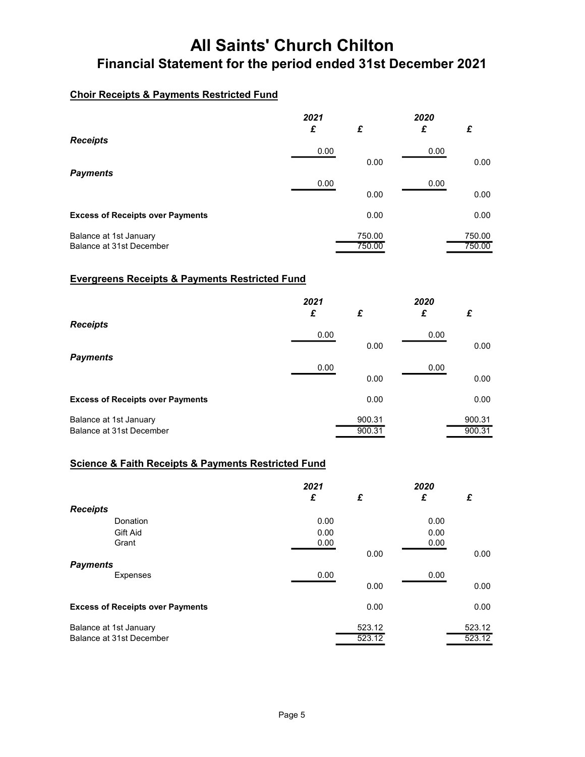# All Saints' Church Chilton

## Financial Statement for the period ended 31st December 2021

### Choir Receipts & Payments Restricted Fund

| | *2021* £ | £ | *2020* £ | £ |
|---|---|---|---|---|
| ***Receipts*** | | | | |
| | 0.00 | | 0.00 | |
| | | 0.00 | | 0.00 |
| ***Payments*** | | | | |
| | 0.00 | | 0.00 | |
| | | 0.00 | | 0.00 |
| **Excess of Receipts over Payments** | | 0.00 | | 0.00 |
| Balance at 1st January | | 750.00 | | 750.00 |
| Balance at 31st December | | 750.00 | | 750.00 |

### Evergreens Receipts & Payments Restricted Fund

| | *2021* £ | £ | *2020* £ | £ |
|---|---|---|---|---|
| ***Receipts*** | | | | |
| | 0.00 | | 0.00 | |
| | | 0.00 | | 0.00 |
| ***Payments*** | | | | |
| | 0.00 | | 0.00 | |
| | | 0.00 | | 0.00 |
| **Excess of Receipts over Payments** | | 0.00 | | 0.00 |
| Balance at 1st January | | 900.31 | | 900.31 |
| Balance at 31st December | | 900.31 | | 900.31 |

### Science & Faith Receipts & Payments Restricted Fund

| | *2021* £ | £ | *2020* £ | £ |
|---|---|---|---|---|
| ***Receipts*** | | | | |
| Donation | 0.00 | | 0.00 | |
| Gift Aid | 0.00 | | 0.00 | |
| Grant | 0.00 | | 0.00 | |
| | | 0.00 | | 0.00 |
| ***Payments*** | | | | |
| Expenses | 0.00 | | 0.00 | |
| | | 0.00 | | 0.00 |
| **Excess of Receipts over Payments** | | 0.00 | | 0.00 |
| Balance at 1st January | | 523.12 | | 523.12 |
| Balance at 31st December | | 523.12 | | 523.12 |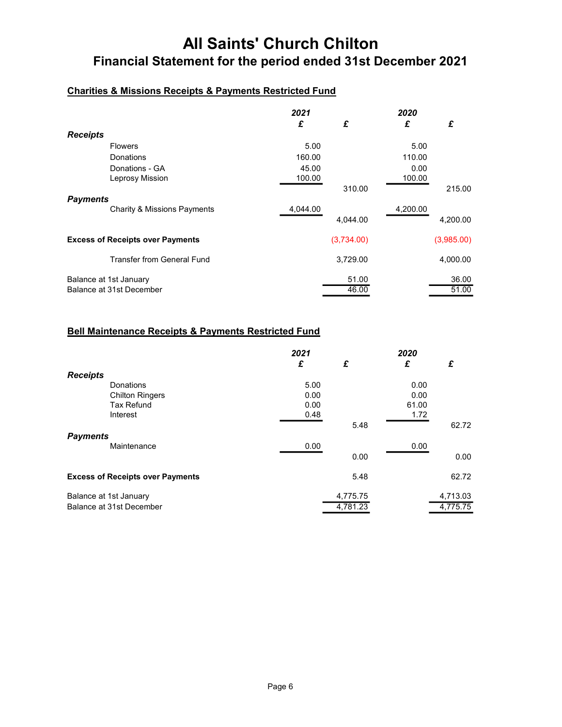# All Saints' Church Chilton

## Financial Statement for the period ended 31st December 2021

### Charities & Missions Receipts & Payments Restricted Fund

| | 2021 £ | 2021 £ | 2020 £ | 2020 £ |
|---|---|---|---|---|
| ***Receipts*** | | | | |
| Flowers | 5.00 | | 5.00 | |
| Donations | 160.00 | | 110.00 | |
| Donations - GA | 45.00 | | 0.00 | |
| Leprosy Mission | 100.00 | | 100.00 | |
| | | 310.00 | | 215.00 |
| ***Payments*** | | | | |
| Charity & Missions Payments | 4,044.00 | | 4,200.00 | |
| | | 4,044.00 | | 4,200.00 |
| **Excess of Receipts over Payments** | | (3,734.00) | | (3,985.00) |
| Transfer from General Fund | | 3,729.00 | | 4,000.00 |
| Balance at 1st January | | 51.00 | | 36.00 |
| Balance at 31st December | | 46.00 | | 51.00 |

### Bell Maintenance Receipts & Payments Restricted Fund

| | 2021 £ | 2021 £ | 2020 £ | 2020 £ |
|---|---|---|---|---|
| ***Receipts*** | | | | |
| Donations | 5.00 | | 0.00 | |
| Chilton Ringers | 0.00 | | 0.00 | |
| Tax Refund | 0.00 | | 61.00 | |
| Interest | 0.48 | | 1.72 | |
| | | 5.48 | | 62.72 |
| ***Payments*** | | | | |
| Maintenance | 0.00 | | 0.00 | |
| | | 0.00 | | 0.00 |
| **Excess of Receipts over Payments** | | 5.48 | | 62.72 |
| Balance at 1st January | | 4,775.75 | | 4,713.03 |
| Balance at 31st December | | 4,781.23 | | 4,775.75 |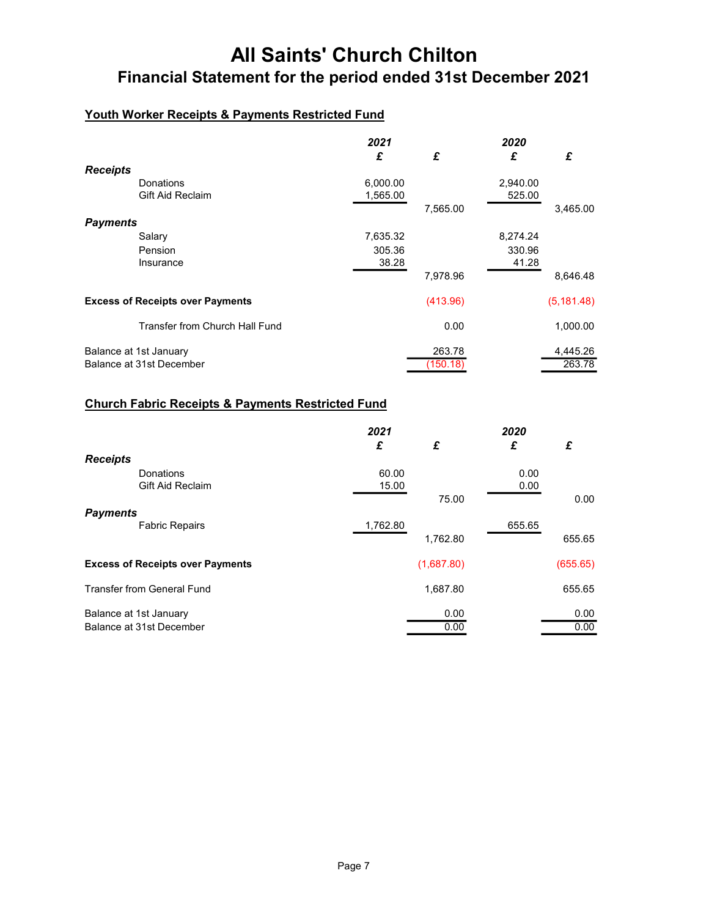# All Saints' Church Chilton

## Financial Statement for the period ended 31st December 2021

### Youth Worker Receipts & Payments Restricted Fund

| | ***2021*** | | ***2020*** | |
|---|---|---|---|---|
| | ***£*** | ***£*** | ***£*** | ***£*** |
| ***Receipts*** | | | | |
| Donations | 6,000.00 | | 2,940.00 | |
| Gift Aid Reclaim | 1,565.00 | | 525.00 | |
| | | 7,565.00 | | 3,465.00 |
| ***Payments*** | | | | |
| Salary | 7,635.32 | | 8,274.24 | |
| Pension | 305.36 | | 330.96 | |
| Insurance | 38.28 | | 41.28 | |
| | | 7,978.96 | | 8,646.48 |
| **Excess of Receipts over Payments** | | (413.96) | | (5,181.48) |
| Transfer from Church Hall Fund | | 0.00 | | 1,000.00 |
| Balance at 1st January | | 263.78 | | 4,445.26 |
| Balance at 31st December | | (150.18) | | 263.78 |

### Church Fabric Receipts & Payments Restricted Fund

| | ***2021*** | | ***2020*** | |
|---|---|---|---|---|
| | ***£*** | ***£*** | ***£*** | ***£*** |
| ***Receipts*** | | | | |
| Donations | 60.00 | | 0.00 | |
| Gift Aid Reclaim | 15.00 | | 0.00 | |
| | | 75.00 | | 0.00 |
| ***Payments*** | | | | |
| Fabric Repairs | 1,762.80 | | 655.65 | |
| | | 1,762.80 | | 655.65 |
| **Excess of Receipts over Payments** | | (1,687.80) | | (655.65) |
| Transfer from General Fund | | 1,687.80 | | 655.65 |
| Balance at 1st January | | 0.00 | | 0.00 |
| Balance at 31st December | | 0.00 | | 0.00 |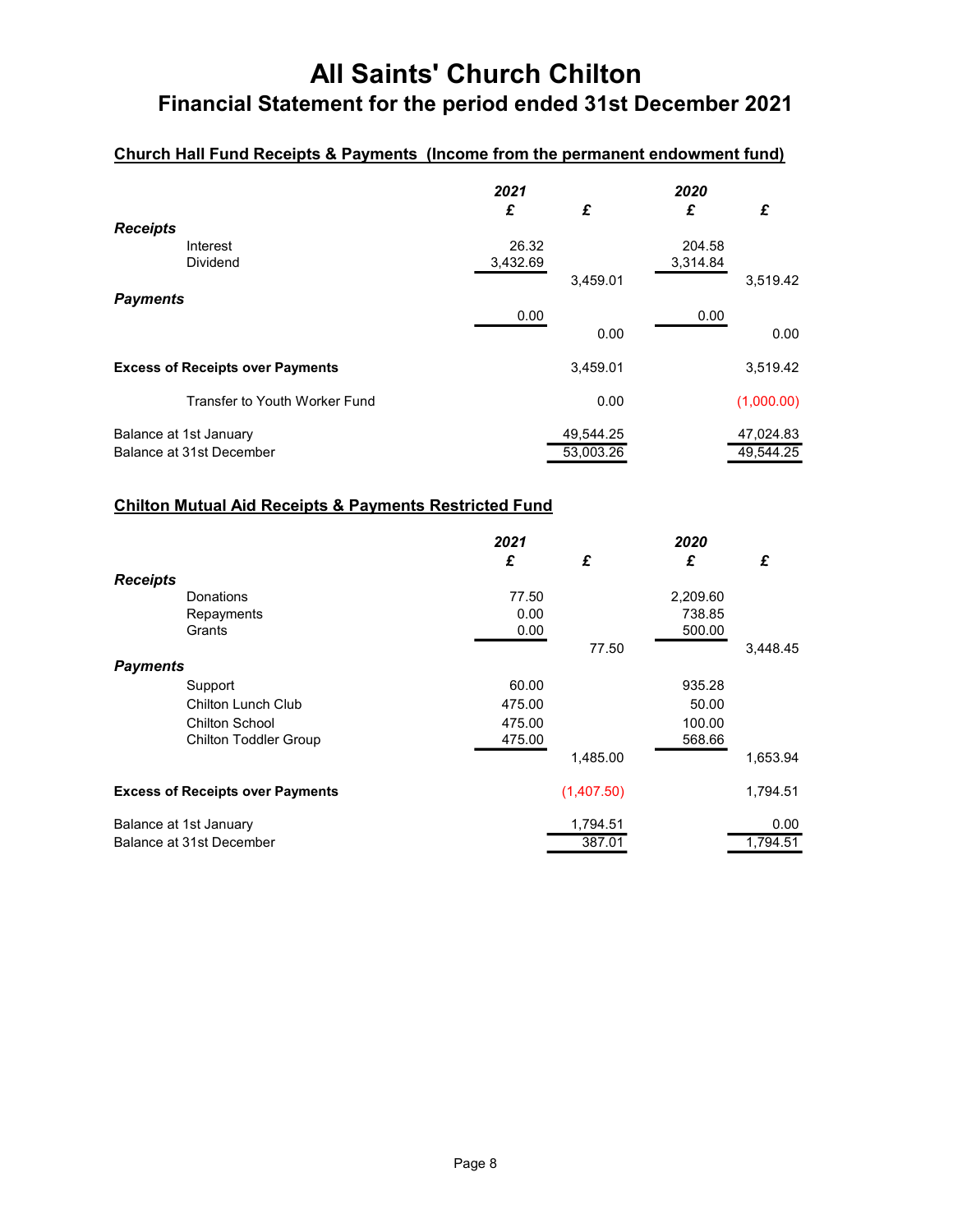# All Saints' Church Chilton

## Financial Statement for the period ended 31st December 2021

### Church Hall Fund Receipts & Payments (Income from the permanent endowment fund)

| | 2021 £ | £ | 2020 £ | £ |
|---|---|---|---|---|
| ***Receipts*** | | | | |
| Interest | 26.32 | | 204.58 | |
| Dividend | 3,432.69 | | 3,314.84 | |
| | | 3,459.01 | | 3,519.42 |
| ***Payments*** | | | | |
| | 0.00 | | 0.00 | |
| | | 0.00 | | 0.00 |
| **Excess of Receipts over Payments** | | 3,459.01 | | 3,519.42 |
| Transfer to Youth Worker Fund | | 0.00 | | (1,000.00) |
| Balance at 1st January | | 49,544.25 | | 47,024.83 |
| Balance at 31st December | | 53,003.26 | | 49,544.25 |

### Chilton Mutual Aid Receipts & Payments Restricted Fund

| | 2021 £ | £ | 2020 £ | £ |
|---|---|---|---|---|
| ***Receipts*** | | | | |
| Donations | 77.50 | | 2,209.60 | |
| Repayments | 0.00 | | 738.85 | |
| Grants | 0.00 | | 500.00 | |
| | | 77.50 | | 3,448.45 |
| ***Payments*** | | | | |
| Support | 60.00 | | 935.28 | |
| Chilton Lunch Club | 475.00 | | 50.00 | |
| Chilton School | 475.00 | | 100.00 | |
| Chilton Toddler Group | 475.00 | | 568.66 | |
| | | 1,485.00 | | 1,653.94 |
| **Excess of Receipts over Payments** | | (1,407.50) | | 1,794.51 |
| Balance at 1st January | | 1,794.51 | | 0.00 |
| Balance at 31st December | | 387.01 | | 1,794.51 |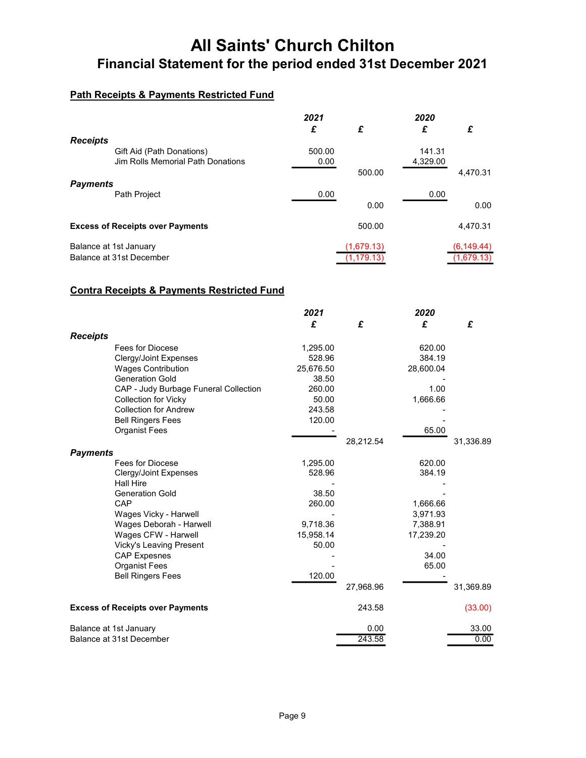# All Saints' Church Chilton

## Financial Statement for the period ended 31st December 2021

### Path Receipts & Payments Restricted Fund

| | 2021 £ | £ | 2020 £ | £ |
|---|---|---|---|---|
| ***Receipts*** | | | | |
| Gift Aid (Path Donations) | 500.00 | | 141.31 | |
| Jim Rolls Memorial Path Donations | 0.00 | | 4,329.00 | |
| | | 500.00 | | 4,470.31 |
| ***Payments*** | | | | |
| Path Project | 0.00 | | 0.00 | |
| | | 0.00 | | 0.00 |
| **Excess of Receipts over Payments** | | 500.00 | | 4,470.31 |
| Balance at 1st January | | (1,679.13) | | (6,149.44) |
| Balance at 31st December | | (1,179.13) | | (1,679.13) |

### Contra Receipts & Payments Restricted Fund

| | 2021 £ | £ | 2020 £ | £ |
|---|---|---|---|---|
| ***Receipts*** | | | | |
| Fees for Diocese | 1,295.00 | | 620.00 | |
| Clergy/Joint Expenses | 528.96 | | 384.19 | |
| Wages Contribution | 25,676.50 | | 28,600.04 | |
| Generation Gold | 38.50 | | - | |
| CAP - Judy Burbage Funeral Collection | 260.00 | | 1.00 | |
| Collection for Vicky | 50.00 | | 1,666.66 | |
| Collection for Andrew | 243.58 | | - | |
| Bell Ringers Fees | 120.00 | | - | |
| Organist Fees | - | | 65.00 | |
| | | 28,212.54 | | 31,336.89 |
| ***Payments*** | | | | |
| Fees for Diocese | 1,295.00 | | 620.00 | |
| Clergy/Joint Expenses | 528.96 | | 384.19 | |
| Hall Hire | - | | - | |
| Generation Gold | 38.50 | | - | |
| CAP | 260.00 | | 1,666.66 | |
| Wages Vicky - Harwell | - | | 3,971.93 | |
| Wages Deborah - Harwell | 9,718.36 | | 7,388.91 | |
| Wages CFW - Harwell | 15,958.14 | | 17,239.20 | |
| Vicky's Leaving Present | 50.00 | | - | |
| CAP Expesnes | - | | 34.00 | |
| Organist Fees | - | | 65.00 | |
| Bell Ringers Fees | 120.00 | | - | |
| | | 27,968.96 | | 31,369.89 |
| **Excess of Receipts over Payments** | | 243.58 | | (33.00) |
| Balance at 1st January | | 0.00 | | 33.00 |
| Balance at 31st December | | 243.58 | | 0.00 |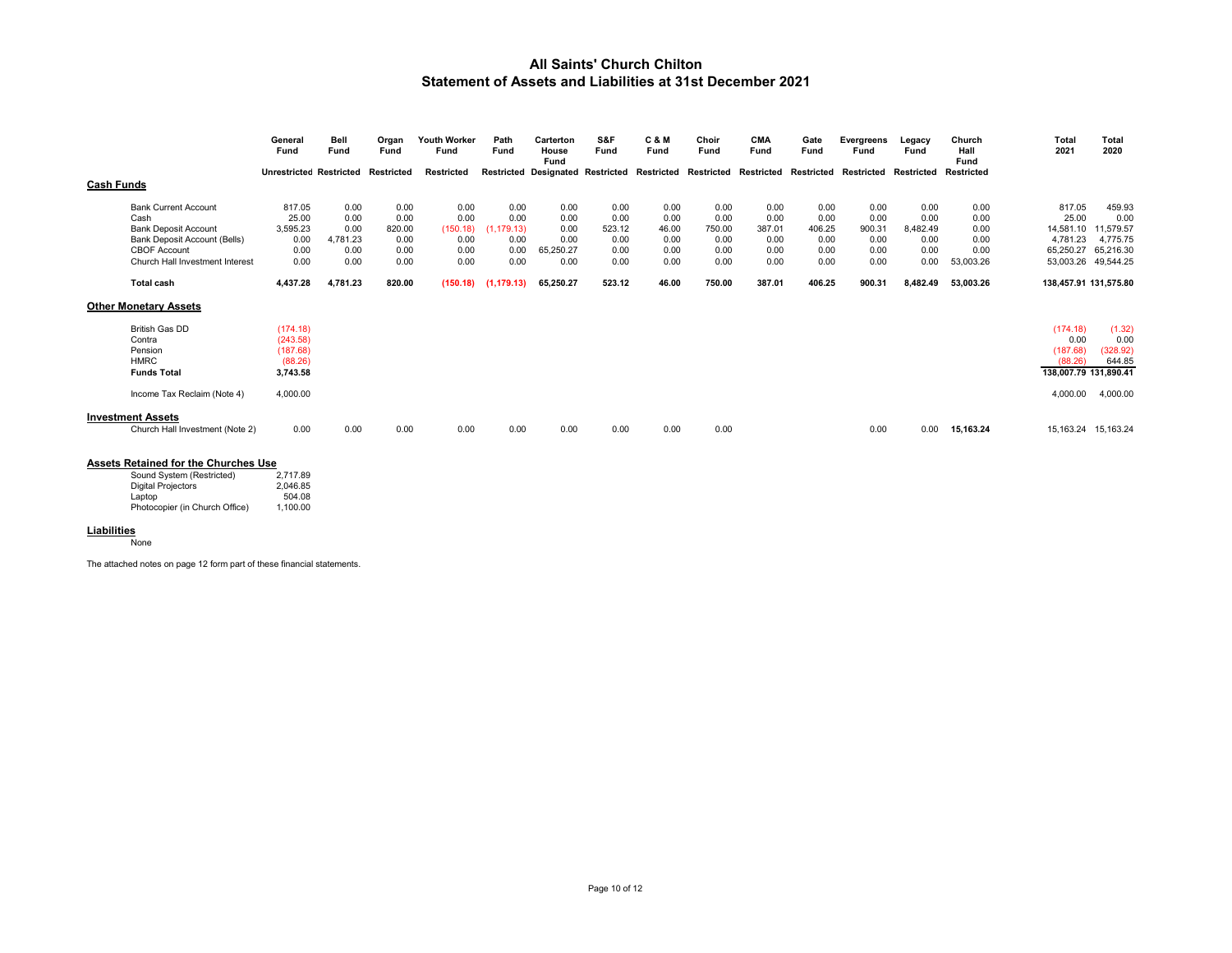# All Saints' Church Chilton
## Statement of Assets and Liabilities at 31st December 2021

| | General Fund | Bell Fund | Organ Fund | Youth Worker Fund | Path Fund | Carterton House Fund | S&F Fund | C & M Fund | Choir Fund | CMA Fund | Gate Fund | Evergreens Fund | Legacy Fund | Church Hall Fund | Total 2021 | Total 2020 |
|---|---|---|---|---|---|---|---|---|---|---|---|---|---|---|---|---|
| | Unrestricted | Restricted | Restricted | Restricted | Restricted | Designated | Restricted | Restricted | Restricted | Restricted | Restricted | Restricted | Restricted | Restricted | | |
| **Cash Funds** | | | | | | | | | | | | | | | | |
| Bank Current Account | 817.05 | 0.00 | 0.00 | 0.00 | 0.00 | 0.00 | 0.00 | 0.00 | 0.00 | 0.00 | 0.00 | 0.00 | 0.00 | 0.00 | 817.05 | 459.93 |
| Cash | 25.00 | 0.00 | 0.00 | 0.00 | 0.00 | 0.00 | 0.00 | 0.00 | 0.00 | 0.00 | 0.00 | 0.00 | 0.00 | 0.00 | 25.00 | 0.00 |
| Bank Deposit Account | 3,595.23 | 0.00 | 820.00 | (150.18) | (1,179.13) | 0.00 | 523.12 | 46.00 | 750.00 | 387.01 | 406.25 | 900.31 | 8,482.49 | 0.00 | 14,581.10 | 11,579.57 |
| Bank Deposit Account (Bells) | 0.00 | 4,781.23 | 0.00 | 0.00 | 0.00 | 0.00 | 0.00 | 0.00 | 0.00 | 0.00 | 0.00 | 0.00 | 0.00 | 0.00 | 4,781.23 | 4,775.75 |
| CBOF Account | 0.00 | 0.00 | 0.00 | 0.00 | 0.00 | 65,250.27 | 0.00 | 0.00 | 0.00 | 0.00 | 0.00 | 0.00 | 0.00 | 0.00 | 65,250.27 | 65,216.30 |
| Church Hall Investment Interest | 0.00 | 0.00 | 0.00 | 0.00 | 0.00 | 0.00 | 0.00 | 0.00 | 0.00 | 0.00 | 0.00 | 0.00 | 0.00 | 53,003.26 | 53,003.26 | 49,544.25 |
| **Total cash** | **4,437.28** | **4,781.23** | **820.00** | **(150.18)** | **(1,179.13)** | **65,250.27** | **523.12** | **46.00** | **750.00** | **387.01** | **406.25** | **900.31** | **8,482.49** | **53,003.26** | **138,457.91** | **131,575.80** |
| **Other Monetary Assets** | | | | | | | | | | | | | | | | |
| British Gas DD | (174.18) | | | | | | | | | | | | | | (174.18) | (1.32) |
| Contra | (243.58) | | | | | | | | | | | | | | 0.00 | 0.00 |
| Pension | (187.68) | | | | | | | | | | | | | | (187.68) | (328.92) |
| HMRC | (88.26) | | | | | | | | | | | | | | (88.26) | 644.85 |
| **Funds Total** | **3,743.58** | | | | | | | | | | | | | | **138,007.79** | **131,890.41** |
| Income Tax Reclaim (Note 4) | 4,000.00 | | | | | | | | | | | | | | 4,000.00 | 4,000.00 |
| **Investment Assets** | | | | | | | | | | | | | | | | |
| Church Hall Investment (Note 2) | 0.00 | 0.00 | 0.00 | 0.00 | 0.00 | 0.00 | 0.00 | 0.00 | 0.00 | | | 0.00 | 0.00 | **15,163.24** | 15,163.24 | 15,163.24 |

**Assets Retained for the Churches Use**

| | |
|---|---|
| Sound System (Restricted) | 2,717.89 |
| Digital Projectors | 2,046.85 |
| Laptop | 504.08 |
| Photocopier (in Church Office) | 1,100.00 |

**Liabilities**

None

The attached notes on page 12 form part of these financial statements.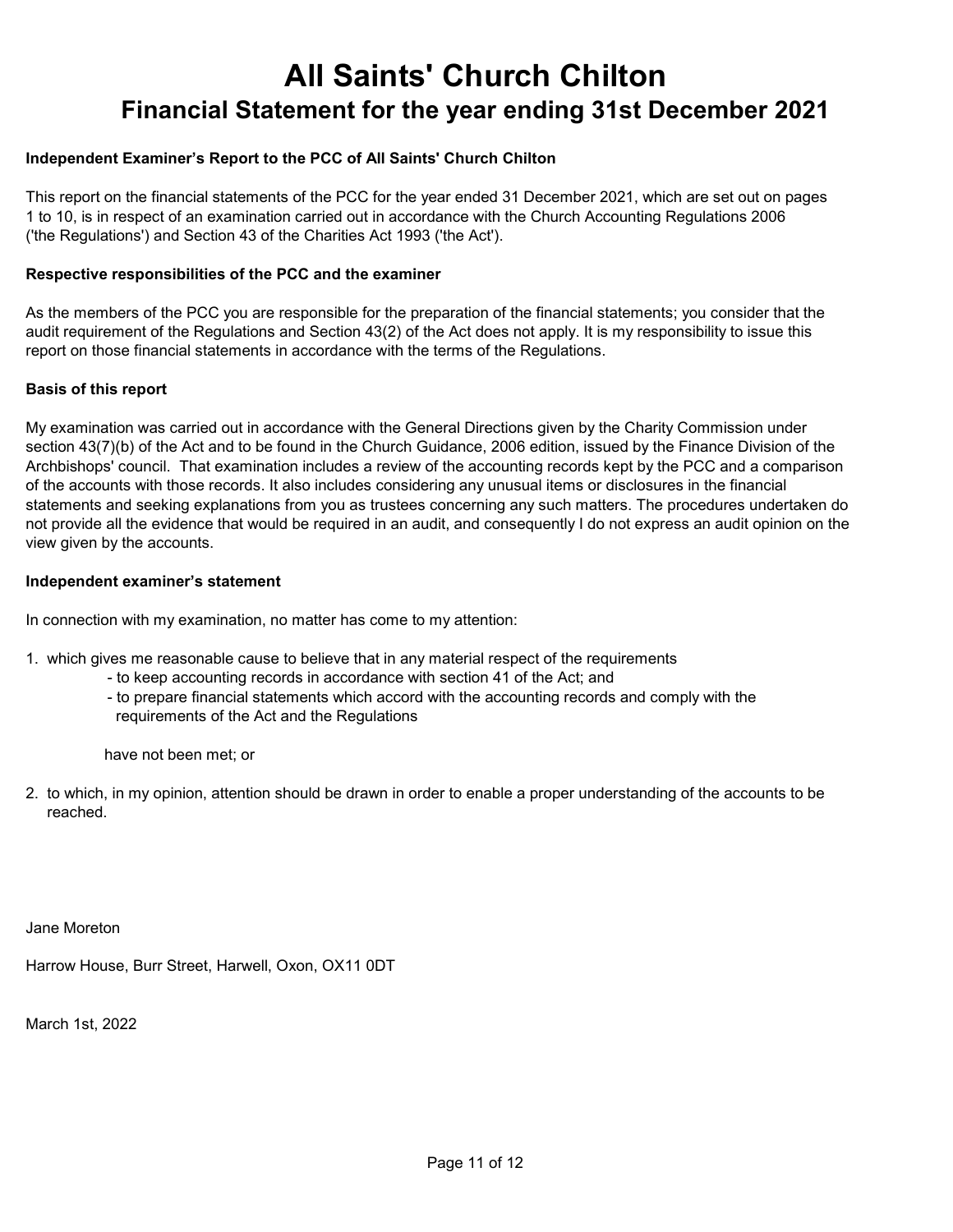# All Saints' Church Chilton

## Financial Statement for the year ending 31st December 2021

**Independent Examiner's Report to the PCC of All Saints' Church Chilton**

This report on the financial statements of the PCC for the year ended 31 December 2021, which are set out on pages 1 to 10, is in respect of an examination carried out in accordance with the Church Accounting Regulations 2006 ('the Regulations') and Section 43 of the Charities Act 1993 ('the Act').

**Respective responsibilities of the PCC and the examiner**

As the members of the PCC you are responsible for the preparation of the financial statements; you consider that the audit requirement of the Regulations and Section 43(2) of the Act does not apply. It is my responsibility to issue this report on those financial statements in accordance with the terms of the Regulations.

**Basis of this report**

My examination was carried out in accordance with the General Directions given by the Charity Commission under section 43(7)(b) of the Act and to be found in the Church Guidance, 2006 edition, issued by the Finance Division of the Archbishops' council. That examination includes a review of the accounting records kept by the PCC and a comparison of the accounts with those records. It also includes considering any unusual items or disclosures in the financial statements and seeking explanations from you as trustees concerning any such matters. The procedures undertaken do not provide all the evidence that would be required in an audit, and consequently I do not express an audit opinion on the view given by the accounts.

**Independent examiner's statement**

In connection with my examination, no matter has come to my attention:

1. which gives me reasonable cause to believe that in any material respect of the requirements
   - to keep accounting records in accordance with section 41 of the Act; and
   - to prepare financial statements which accord with the accounting records and comply with the requirements of the Act and the Regulations

   have not been met; or

2. to which, in my opinion, attention should be drawn in order to enable a proper understanding of the accounts to be reached.

Jane Moreton

Harrow House, Burr Street, Harwell, Oxon, OX11 0DT

March 1st, 2022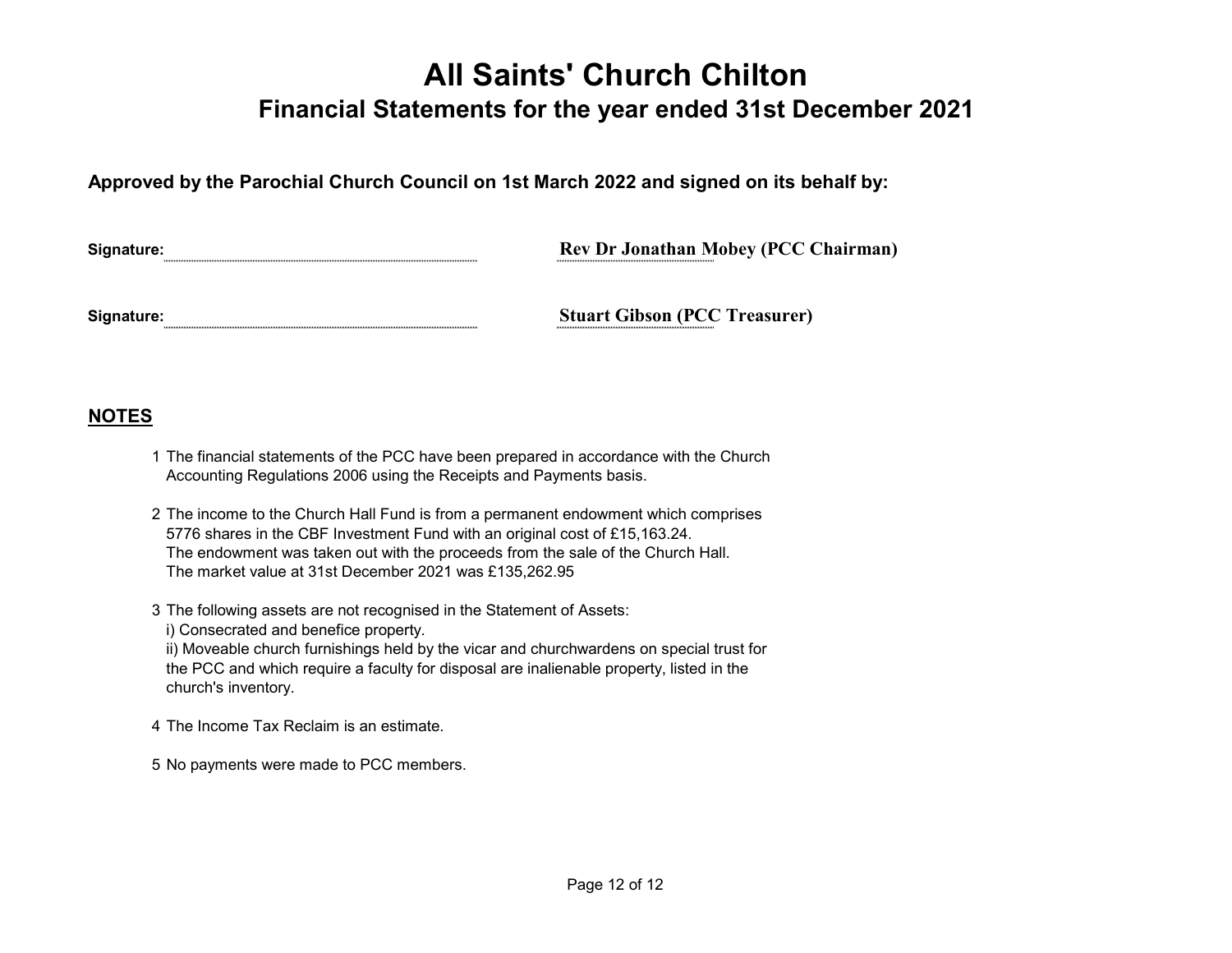# All Saints' Church Chilton

## Financial Statements for the year ended 31st December 2021

**Approved by the Parochial Church Council on 1st March 2022 and signed on its behalf by:**

**Signature:** ______________________ **Rev Dr Jonathan Mobey (PCC Chairman)**

**Signature:** ______________________ **Stuart Gibson (PCC Treasurer)**

## NOTES

1. The financial statements of the PCC have been prepared in accordance with the Church Accounting Regulations 2006 using the Receipts and Payments basis.

2. The income to the Church Hall Fund is from a permanent endowment which comprises 5776 shares in the CBF Investment Fund with an original cost of £15,163.24.
   The endowment was taken out with the proceeds from the sale of the Church Hall.
   The market value at 31st December 2021 was £135,262.95

3. The following assets are not recognised in the Statement of Assets:
   i) Consecrated and benefice property.
   ii) Moveable church furnishings held by the vicar and churchwardens on special trust for the PCC and which require a faculty for disposal are inalienable property, listed in the church's inventory.

4. The Income Tax Reclaim is an estimate.

5. No payments were made to PCC members.